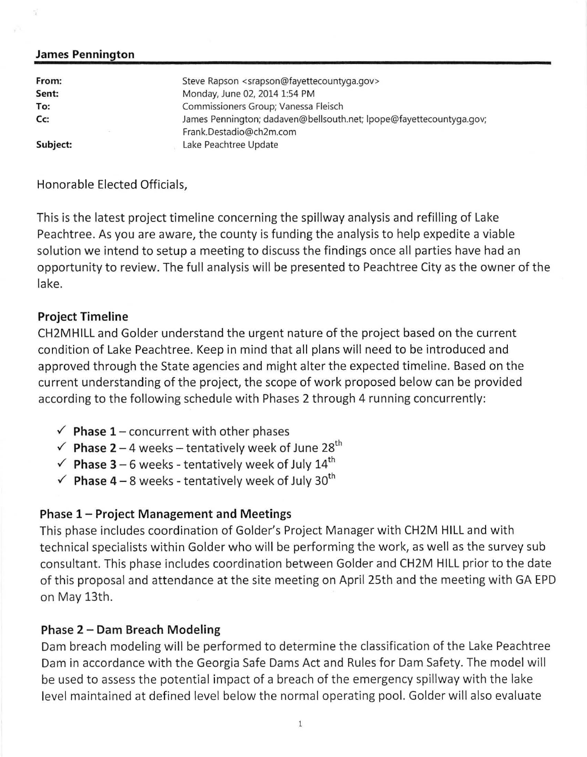**James Pennington**

| | |
|---|---|
| **From:** | Steve Rapson <srapson@fayettecountyga.gov> |
| **Sent:** | Monday, June 02, 2014 1:54 PM |
| **To:** | Commissioners Group; Vanessa Fleisch |
| **Cc:** | James Pennington; dadaven@bellsouth.net; lpope@fayettecountyga.gov; Frank.Destadio@ch2m.com |
| **Subject:** | Lake Peachtree Update |

Honorable Elected Officials,

This is the latest project timeline concerning the spillway analysis and refilling of Lake Peachtree. As you are aware, the county is funding the analysis to help expedite a viable solution we intend to setup a meeting to discuss the findings once all parties have had an opportunity to review. The full analysis will be presented to Peachtree City as the owner of the lake.

### Project Timeline

CH2MHILL and Golder understand the urgent nature of the project based on the current condition of Lake Peachtree. Keep in mind that all plans will need to be introduced and approved through the State agencies and might alter the expected timeline. Based on the current understanding of the project, the scope of work proposed below can be provided according to the following schedule with Phases 2 through 4 running concurrently:

- ✓ **Phase 1** – concurrent with other phases
- ✓ **Phase 2** – 4 weeks – tentatively week of June 28th
- ✓ **Phase 3** – 6 weeks - tentatively week of July 14th
- ✓ **Phase 4** – 8 weeks - tentatively week of July 30th

### Phase 1 – Project Management and Meetings

This phase includes coordination of Golder's Project Manager with CH2M HILL and with technical specialists within Golder who will be performing the work, as well as the survey sub consultant. This phase includes coordination between Golder and CH2M HILL prior to the date of this proposal and attendance at the site meeting on April 25th and the meeting with GA EPD on May 13th.

### Phase 2 – Dam Breach Modeling

Dam breach modeling will be performed to determine the classification of the Lake Peachtree Dam in accordance with the Georgia Safe Dams Act and Rules for Dam Safety. The model will be used to assess the potential impact of a breach of the emergency spillway with the lake level maintained at defined level below the normal operating pool. Golder will also evaluate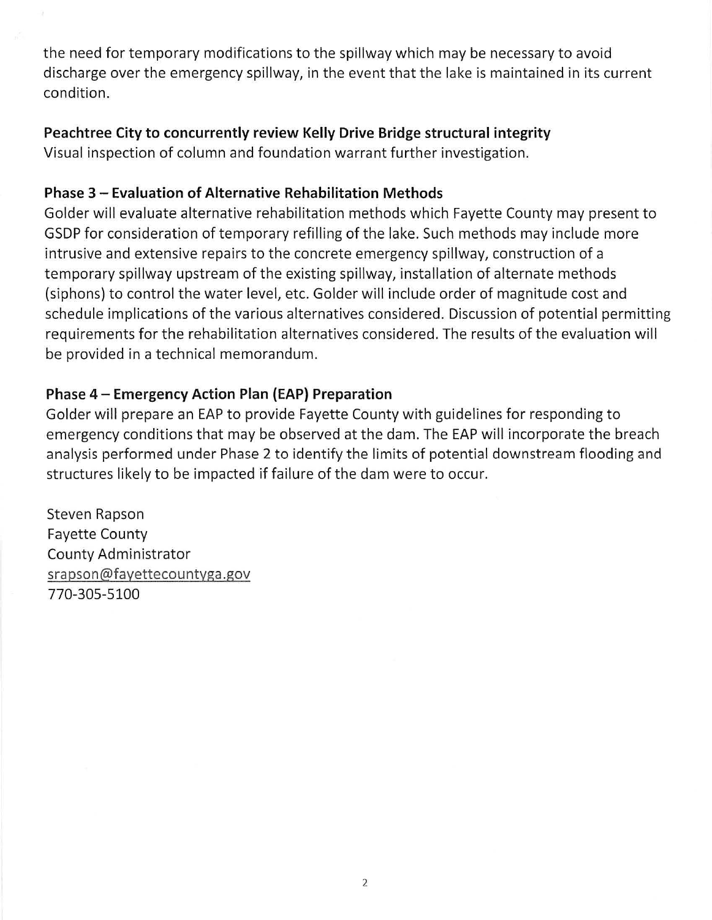the need for temporary modifications to the spillway which may be necessary to avoid discharge over the emergency spillway, in the event that the lake is maintained in its current condition.

**Peachtree City to concurrently review Kelly Drive Bridge structural integrity**

Visual inspection of column and foundation warrant further investigation.

**Phase 3 – Evaluation of Alternative Rehabilitation Methods**

Golder will evaluate alternative rehabilitation methods which Fayette County may present to GSDP for consideration of temporary refilling of the lake. Such methods may include more intrusive and extensive repairs to the concrete emergency spillway, construction of a temporary spillway upstream of the existing spillway, installation of alternate methods (siphons) to control the water level, etc. Golder will include order of magnitude cost and schedule implications of the various alternatives considered. Discussion of potential permitting requirements for the rehabilitation alternatives considered. The results of the evaluation will be provided in a technical memorandum.

**Phase 4 – Emergency Action Plan (EAP) Preparation**

Golder will prepare an EAP to provide Fayette County with guidelines for responding to emergency conditions that may be observed at the dam. The EAP will incorporate the breach analysis performed under Phase 2 to identify the limits of potential downstream flooding and structures likely to be impacted if failure of the dam were to occur.

Steven Rapson
Fayette County
County Administrator
srapson@fayettecountyga.gov
770-305-5100